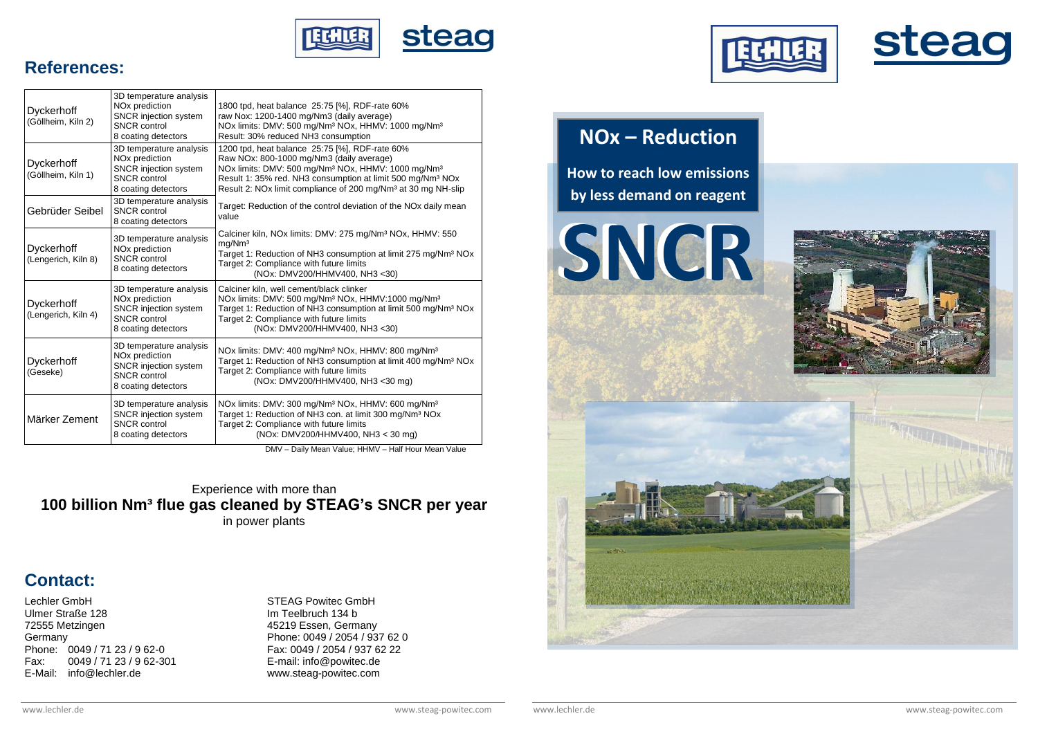## References:

| | | |
|---|---|---|
| Dyckerhoff (Göllheim, Kiln 2) | 3D temperature analysis<br>NOx prediction<br>SNCR injection system<br>SNCR control<br>8 coating detectors | 1800 tpd, heat balance 25:75 [%], RDF-rate 60%<br>raw Nox: 1200-1400 mg/Nm3 (daily average)<br>NOx limits: DMV: 500 mg/Nm³ NOx, HHMV: 1000 mg/Nm³<br>Result: 30% reduced NH3 consumption |
| Dyckerhoff (Göllheim, Kiln 1) | 3D temperature analysis<br>NOx prediction<br>SNCR injection system<br>SNCR control<br>8 coating detectors | 1200 tpd, heat balance 25:75 [%], RDF-rate 60%<br>Raw NOx: 800-1000 mg/Nm3 (daily average)<br>NOx limits: DMV: 500 mg/Nm³ NOx, HHMV: 1000 mg/Nm³<br>Result 1: 35% red. NH3 consumption at limit 500 mg/Nm³ NOx<br>Result 2: NOx limit compliance of 200 mg/Nm³ at 30 mg NH-slip |
| Gebrüder Seibel | 3D temperature analysis<br>SNCR control<br>8 coating detectors | Target: Reduction of the control deviation of the NOx daily mean value |
| Dyckerhoff (Lengerich, Kiln 8) | 3D temperature analysis<br>NOx prediction<br>SNCR control<br>8 coating detectors | Calciner kiln, NOx limits: DMV: 275 mg/Nm³ NOx, HHMV: 550 mg/Nm³<br>Target 1: Reduction of NH3 consumption at limit 275 mg/Nm³ NOx<br>Target 2: Compliance with future limits<br>(NOx: DMV200/HHMV400, NH3 <30) |
| Dyckerhoff (Lengerich, Kiln 4) | 3D temperature analysis<br>NOx prediction<br>SNCR injection system<br>SNCR control<br>8 coating detectors | Calciner kiln, well cement/black clinker<br>NOx limits: DMV: 500 mg/Nm³ NOx, HHMV:1000 mg/Nm³<br>Target 1: Reduction of NH3 consumption at limit 500 mg/Nm³ NOx<br>Target 2: Compliance with future limits<br>(NOx: DMV200/HHMV400, NH3 <30) |
| Dyckerhoff (Geseke) | 3D temperature analysis<br>NOx prediction<br>SNCR injection system<br>SNCR control<br>8 coating detectors | NOx limits: DMV: 400 mg/Nm³ NOx, HHMV: 800 mg/Nm³<br>Target 1: Reduction of NH3 consumption at limit 400 mg/Nm³ NOx<br>Target 2: Compliance with future limits<br>(NOx: DMV200/HHMV400, NH3 <30 mg) |
| Märker Zement | 3D temperature analysis<br>SNCR injection system<br>SNCR control<br>8 coating detectors | NOx limits: DMV: 300 mg/Nm³ NOx, HHMV: 600 mg/Nm³<br>Target 1: Reduction of NH3 con. at limit 300 mg/Nm³ NOx<br>Target 2: Compliance with future limits<br>(NOx: DMV200/HHMV400, NH3 < 30 mg) |

DMV – Daily Mean Value; HHMV – Half Hour Mean Value

Experience with more than
**100 billion Nm³ flue gas cleaned by STEAG's SNCR per year**
in power plants

## Contact:

Lechler GmbH
Ulmer Straße 128
72555 Metzingen
Germany
Phone: 0049 / 71 23 / 9 62-0
Fax: 0049 / 71 23 / 9 62-301
E-Mail: info@lechler.de

STEAG Powitec GmbH
Im Teelbruch 134 b
45219 Essen, Germany
Phone: 0049 / 2054 / 937 62 0
Fax: 0049 / 2054 / 937 62 22
E-mail: info@powitec.de
www.steag-powitec.com

# NOx – Reduction

**How to reach low emissions by less demand on reagent**

# SNCR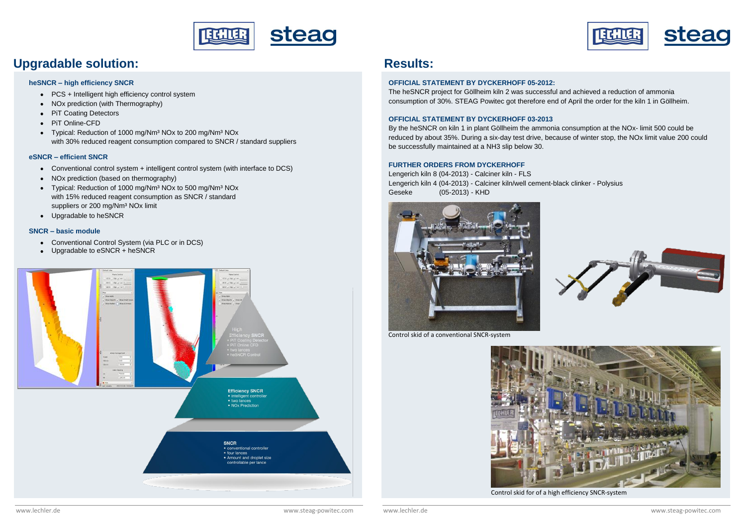## Upgradable solution:

### heSNCR – high efficiency SNCR

- PCS + Intelligent high efficiency control system
- NOx prediction (with Thermography)
- PiT Coating Detectors
- PiT Online-CFD
- Typical: Reduction of 1000 mg/Nm³ NOx to 200 mg/Nm³ NOx with 30% reduced reagent consumption compared to SNCR / standard suppliers

### eSNCR – efficient SNCR

- Conventional control system + intelligent control system (with interface to DCS)
- NOx prediction (based on thermography)
- Typical: Reduction of 1000 mg/Nm³ NOx to 500 mg/Nm³ NOx with 15% reduced reagent consumption as SNCR / standard suppliers or 200 mg/Nm³ NOx limit
- Upgradable to heSNCR

### SNCR – basic module

- Conventional Control System (via PLC or in DCS)
- Upgradable to eSNCR + heSNCR

## Results:

### OFFICIAL STATEMENT BY DYCKERHOFF 05-2012:

The heSNCR project for Göllheim kiln 2 was successful and achieved a reduction of ammonia consumption of 30%. STEAG Powitec got therefore end of April the order for the kiln 1 in Göllheim.

### OFFICIAL STATEMENT BY DYCKERHOFF 03-2013

By the heSNCR on kiln 1 in plant Göllheim the ammonia consumption at the NOx- limit 500 could be reduced by about 35%. During a six-day test drive, because of winter stop, the NOx limit value 200 could be successfully maintained at a NH3 slip below 30.

### FURTHER ORDERS FROM DYCKERHOFF

Lengerich kiln 8 (04-2013) - Calciner kiln - FLS
Lengerich kiln 4 (04-2013) - Calciner kiln/well cement-black clinker - Polysius
Geseke (05-2013) - KHD

Control skid of a conventional SNCR-system

Control skid for of a high efficiency SNCR-system